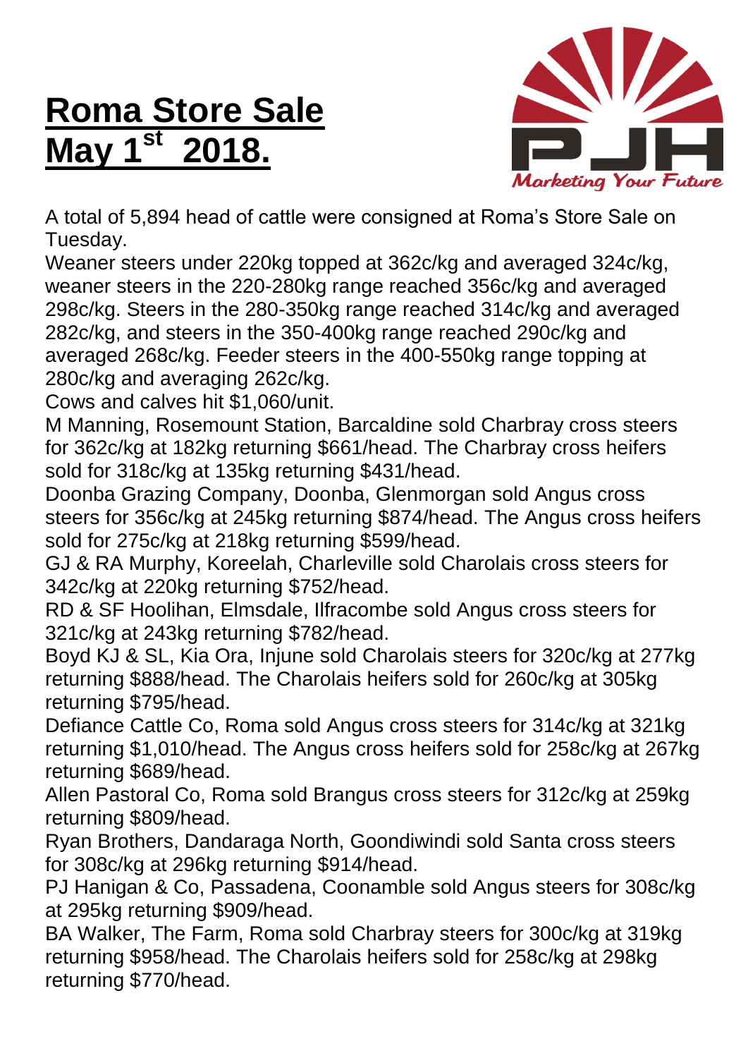# Roma Store Sale May 1st 2018.

A total of 5,894 head of cattle were consigned at Roma's Store Sale on Tuesday.

Weaner steers under 220kg topped at 362c/kg and averaged 324c/kg, weaner steers in the 220-280kg range reached 356c/kg and averaged 298c/kg. Steers in the 280-350kg range reached 314c/kg and averaged 282c/kg, and steers in the 350-400kg range reached 290c/kg and averaged 268c/kg. Feeder steers in the 400-550kg range topping at 280c/kg and averaging 262c/kg.

Cows and calves hit $1,060/unit.

M Manning, Rosemount Station, Barcaldine sold Charbray cross steers for 362c/kg at 182kg returning $661/head. The Charbray cross heifers sold for 318c/kg at 135kg returning $431/head.

Doonba Grazing Company, Doonba, Glenmorgan sold Angus cross steers for 356c/kg at 245kg returning $874/head. The Angus cross heifers sold for 275c/kg at 218kg returning $599/head.

GJ & RA Murphy, Koreelah, Charleville sold Charolais cross steers for 342c/kg at 220kg returning $752/head.

RD & SF Hoolihan, Elmsdale, Ilfracombe sold Angus cross steers for 321c/kg at 243kg returning $782/head.

Boyd KJ & SL, Kia Ora, Injune sold Charolais steers for 320c/kg at 277kg returning $888/head. The Charolais heifers sold for 260c/kg at 305kg returning $795/head.

Defiance Cattle Co, Roma sold Angus cross steers for 314c/kg at 321kg returning $1,010/head. The Angus cross heifers sold for 258c/kg at 267kg returning $689/head.

Allen Pastoral Co, Roma sold Brangus cross steers for 312c/kg at 259kg returning $809/head.

Ryan Brothers, Dandaraga North, Goondiwindi sold Santa cross steers for 308c/kg at 296kg returning $914/head.

PJ Hanigan & Co, Passadena, Coonamble sold Angus steers for 308c/kg at 295kg returning $909/head.

BA Walker, The Farm, Roma sold Charbray steers for 300c/kg at 319kg returning $958/head. The Charolais heifers sold for 258c/kg at 298kg returning $770/head.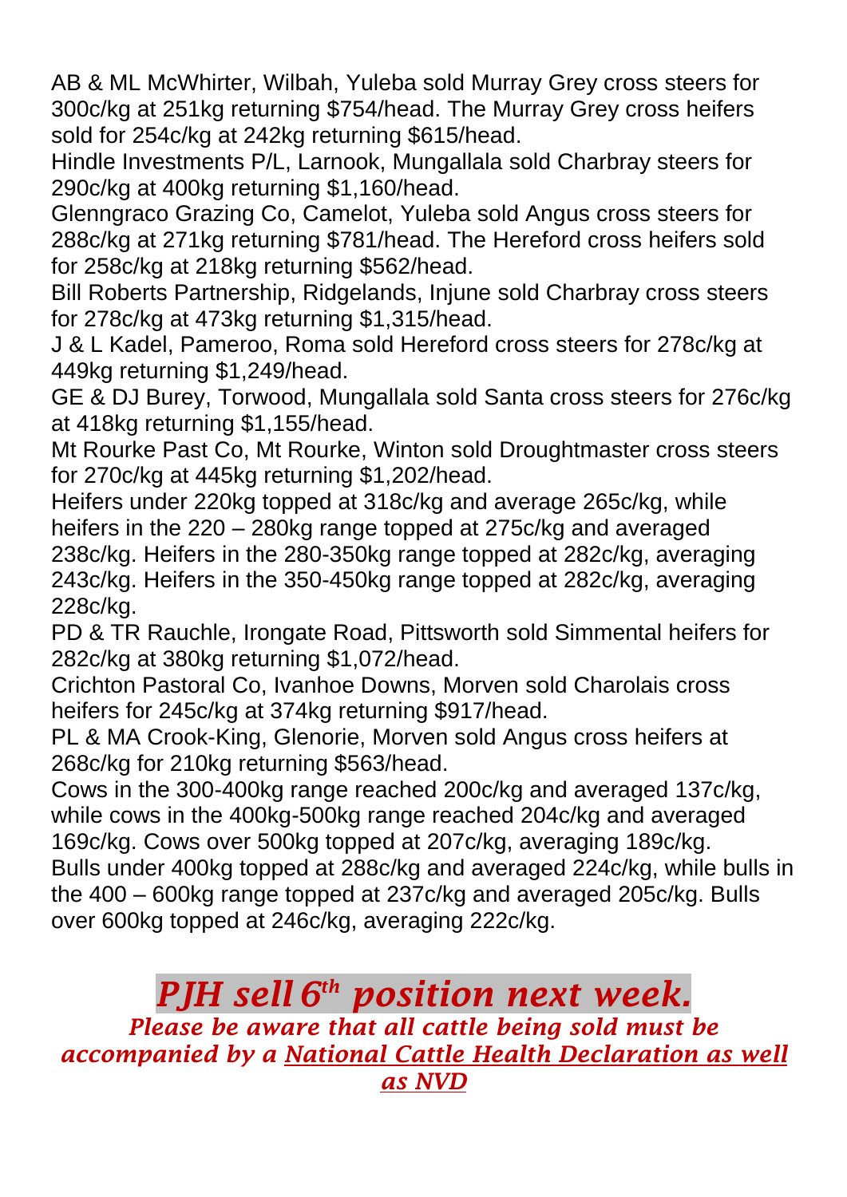AB & ML McWhirter, Wilbah, Yuleba sold Murray Grey cross steers for 300c/kg at 251kg returning $754/head. The Murray Grey cross heifers sold for 254c/kg at 242kg returning $615/head.

Hindle Investments P/L, Larnook, Mungallala sold Charbray steers for 290c/kg at 400kg returning $1,160/head.

Glenngraco Grazing Co, Camelot, Yuleba sold Angus cross steers for 288c/kg at 271kg returning $781/head. The Hereford cross heifers sold for 258c/kg at 218kg returning $562/head.

Bill Roberts Partnership, Ridgelands, Injune sold Charbray cross steers for 278c/kg at 473kg returning $1,315/head.

J & L Kadel, Pameroo, Roma sold Hereford cross steers for 278c/kg at 449kg returning $1,249/head.

GE & DJ Burey, Torwood, Mungallala sold Santa cross steers for 276c/kg at 418kg returning $1,155/head.

Mt Rourke Past Co, Mt Rourke, Winton sold Droughtmaster cross steers for 270c/kg at 445kg returning $1,202/head.

Heifers under 220kg topped at 318c/kg and average 265c/kg, while heifers in the 220 – 280kg range topped at 275c/kg and averaged 238c/kg. Heifers in the 280-350kg range topped at 282c/kg, averaging 243c/kg. Heifers in the 350-450kg range topped at 282c/kg, averaging 228c/kg.

PD & TR Rauchle, Irongate Road, Pittsworth sold Simmental heifers for 282c/kg at 380kg returning $1,072/head.

Crichton Pastoral Co, Ivanhoe Downs, Morven sold Charolais cross heifers for 245c/kg at 374kg returning $917/head.

PL & MA Crook-King, Glenorie, Morven sold Angus cross heifers at 268c/kg for 210kg returning $563/head.

Cows in the 300-400kg range reached 200c/kg and averaged 137c/kg, while cows in the 400kg-500kg range reached 204c/kg and averaged 169c/kg. Cows over 500kg topped at 207c/kg, averaging 189c/kg.

Bulls under 400kg topped at 288c/kg and averaged 224c/kg, while bulls in the 400 – 600kg range topped at 237c/kg and averaged 205c/kg. Bulls over 600kg topped at 246c/kg, averaging 222c/kg.

## *PJH sell 6th position next week.*

***Please be aware that all cattle being sold must be accompanied by a National Cattle Health Declaration as well as NVD***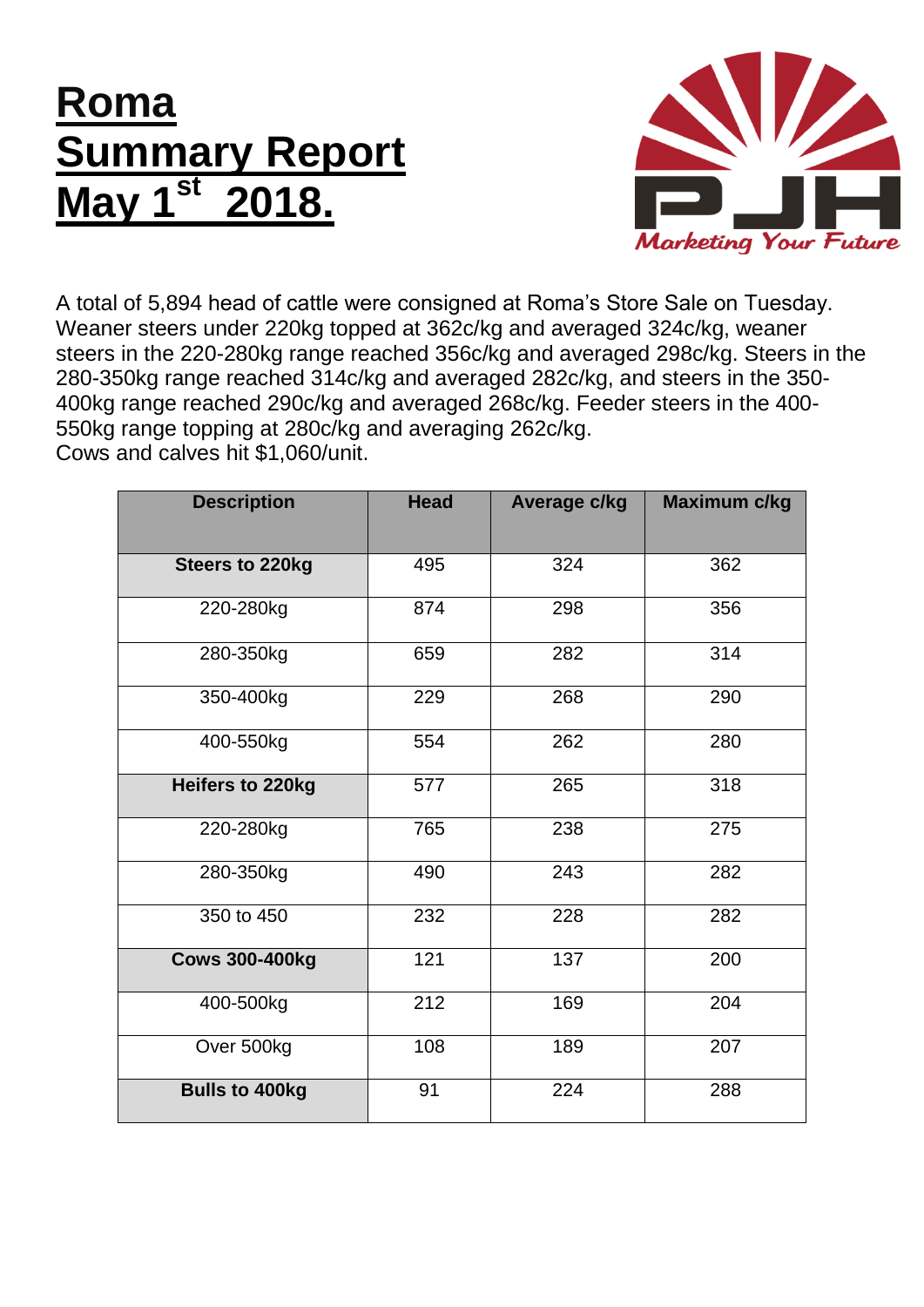# Roma Summary Report May 1st 2018.

PJH Marketing Your Future

A total of 5,894 head of cattle were consigned at Roma's Store Sale on Tuesday. Weaner steers under 220kg topped at 362c/kg and averaged 324c/kg, weaner steers in the 220-280kg range reached 356c/kg and averaged 298c/kg. Steers in the 280-350kg range reached 314c/kg and averaged 282c/kg, and steers in the 350-400kg range reached 290c/kg and averaged 268c/kg. Feeder steers in the 400-550kg range topping at 280c/kg and averaging 262c/kg.
Cows and calves hit $1,060/unit.

| Description | Head | Average c/kg | Maximum c/kg |
|---|---|---|---|
| **Steers to 220kg** | 495 | 324 | 362 |
| 220-280kg | 874 | 298 | 356 |
| 280-350kg | 659 | 282 | 314 |
| 350-400kg | 229 | 268 | 290 |
| 400-550kg | 554 | 262 | 280 |
| **Heifers to 220kg** | 577 | 265 | 318 |
| 220-280kg | 765 | 238 | 275 |
| 280-350kg | 490 | 243 | 282 |
| 350 to 450 | 232 | 228 | 282 |
| **Cows 300-400kg** | 121 | 137 | 200 |
| 400-500kg | 212 | 169 | 204 |
| Over 500kg | 108 | 189 | 207 |
| **Bulls to 400kg** | 91 | 224 | 288 |